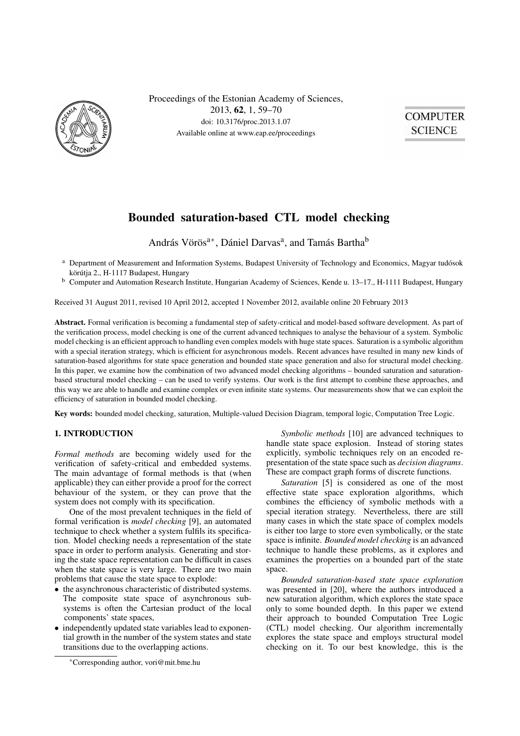# Bounded saturation-based CTL model checking

András Vörös[a*], Dániel Darvas[a], and Tamás Bartha[b]

[a] Department of Measurement and Information Systems, Budapest University of Technology and Economics, Magyar tudósok körútja 2., H-1117 Budapest, Hungary

[b] Computer and Automation Research Institute, Hungarian Academy of Sciences, Kende u. 13–17., H-1111 Budapest, Hungary

Received 31 August 2011, revised 10 April 2012, accepted 1 November 2012, available online 20 February 2013

**Abstract.** Formal verification is becoming a fundamental step of safety-critical and model-based software development. As part of the verification process, model checking is one of the current advanced techniques to analyse the behaviour of a system. Symbolic model checking is an efficient approach to handling even complex models with huge state spaces. Saturation is a symbolic algorithm with a special iteration strategy, which is efficient for asynchronous models. Recent advances have resulted in many new kinds of saturation-based algorithms for state space generation and bounded state space generation and also for structural model checking. In this paper, we examine how the combination of two advanced model checking algorithms – bounded saturation and saturation-based structural model checking – can be used to verify systems. Our work is the first attempt to combine these approaches, and this way we are able to handle and examine complex or even infinite state systems. Our measurements show that we can exploit the efficiency of saturation in bounded model checking.

**Key words:** bounded model checking, saturation, Multiple-valued Decision Diagram, temporal logic, Computation Tree Logic.

## 1. INTRODUCTION

*Formal methods* are becoming widely used for the verification of safety-critical and embedded systems. The main advantage of formal methods is that (when applicable) they can either provide a proof for the correct behaviour of the system, or they can prove that the system does not comply with its specification.

One of the most prevalent techniques in the field of formal verification is *model checking* [9], an automated technique to check whether a system fulfils its specification. Model checking needs a representation of the state space in order to perform analysis. Generating and storing the state space representation can be difficult in cases when the state space is very large. There are two main problems that cause the state space to explode:

- the asynchronous characteristic of distributed systems. The composite state space of asynchronous subsystems is often the Cartesian product of the local components' state spaces,
- independently updated state variables lead to exponential growth in the number of the system states and state transitions due to the overlapping actions.

*Symbolic methods* [10] are advanced techniques to handle state space explosion. Instead of storing states explicitly, symbolic techniques rely on an encoded representation of the state space such as *decision diagrams*. These are compact graph forms of discrete functions.

*Saturation* [5] is considered as one of the most effective state space exploration algorithms, which combines the efficiency of symbolic methods with a special iteration strategy. Nevertheless, there are still many cases in which the state space of complex models is either too large to store even symbolically, or the state space is infinite. *Bounded model checking* is an advanced technique to handle these problems, as it explores and examines the properties on a bounded part of the state space.

*Bounded saturation-based state space exploration* was presented in [20], where the authors introduced a new saturation algorithm, which explores the state space only to some bounded depth. In this paper we extend their approach to bounded Computation Tree Logic (CTL) model checking. Our algorithm incrementally explores the state space and employs structural model checking on it. To our best knowledge, this is the

*Corresponding author, vori@mit.bme.hu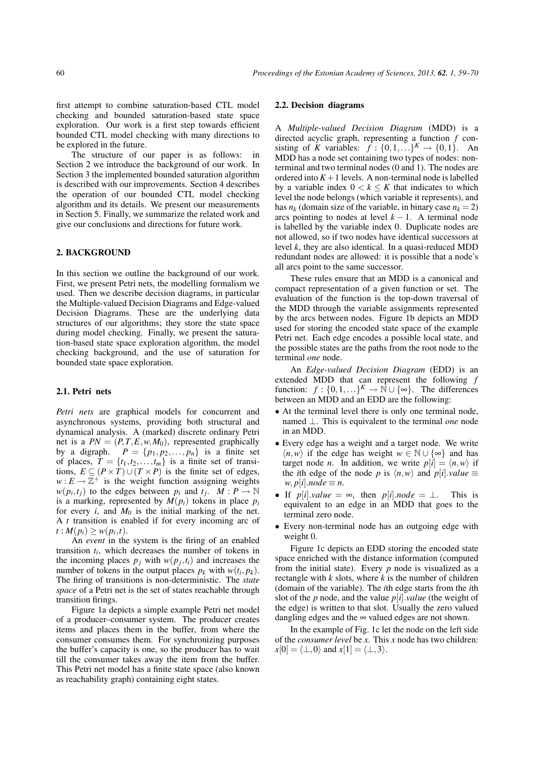first attempt to combine saturation-based CTL model checking and bounded saturation-based state space exploration. Our work is a first step towards efficient bounded CTL model checking with many directions to be explored in the future.

The structure of our paper is as follows: in Section 2 we introduce the background of our work. In Section 3 the implemented bounded saturation algorithm is described with our improvements. Section 4 describes the operation of our bounded CTL model checking algorithm and its details. We present our measurements in Section 5. Finally, we summarize the related work and give our conclusions and directions for future work.

## 2. BACKGROUND

In this section we outline the background of our work. First, we present Petri nets, the modelling formalism we used. Then we describe decision diagrams, in particular the Multiple-valued Decision Diagrams and Edge-valued Decision Diagrams. These are the underlying data structures of our algorithms; they store the state space during model checking. Finally, we present the saturation-based state space exploration algorithm, the model checking background, and the use of saturation for bounded state space exploration.

### 2.1. Petri nets

*Petri nets* are graphical models for concurrent and asynchronous systems, providing both structural and dynamical analysis. A (marked) discrete ordinary Petri net is a $PN = (P,T,E,w,M_0)$, represented graphically by a digraph. $P = \{p_1, p_2, \ldots, p_n\}$ is a finite set of places, $T = \{t_1, t_2, \ldots, t_m\}$ is a finite set of transitions, $E \subseteq (P \times T) \cup (T \times P)$ is the finite set of edges, $w : E \rightarrow \mathbb{Z}^+$ is the weight function assigning weights $w(p_i, t_j)$ to the edges between $p_i$ and $t_j$. $M : P \rightarrow \mathbb{N}$ is a marking, represented by $M(p_i)$ tokens in place $p_i$ for every $i$, and $M_0$ is the initial marking of the net. A $t$ transition is enabled if for every incoming arc of $t : M(p_i) \geq w(p_i, t)$.

An *event* in the system is the firing of an enabled transition $t_i$, which decreases the number of tokens in the incoming places $p_j$ with $w(p_j, t_i)$ and increases the number of tokens in the output places $p_k$ with $w(t_i, p_k)$. The firing of transitions is non-deterministic. The *state space* of a Petri net is the set of states reachable through transition firings.

Figure 1a depicts a simple example Petri net model of a producer–consumer system. The producer creates items and places them in the buffer, from where the consumer consumes them. For synchronizing purposes the buffer's capacity is one, so the producer has to wait till the consumer takes away the item from the buffer. This Petri net model has a finite state space (also known as reachability graph) containing eight states.

### 2.2. Decision diagrams

A *Multiple-valued Decision Diagram* (MDD) is a directed acyclic graph, representing a function $f$ consisting of $K$ variables: $f : \{0,1,\ldots\}^K \rightarrow \{0,1\}$. An MDD has a node set containing two types of nodes: non-terminal and two terminal nodes (0 and 1). The nodes are ordered into $K+1$ levels. A non-terminal node is labelled by a variable index $0 < k \leq K$ that indicates to which level the node belongs (which variable it represents), and has $n_k$ (domain size of the variable, in binary case $n_k = 2$) arcs pointing to nodes at level $k-1$. A terminal node is labelled by the variable index 0. Duplicate nodes are not allowed, so if two nodes have identical successors at level $k$, they are also identical. In a quasi-reduced MDD redundant nodes are allowed: it is possible that a node's all arcs point to the same successor.

These rules ensure that an MDD is a canonical and compact representation of a given function or set. The evaluation of the function is the top-down traversal of the MDD through the variable assignments represented by the arcs between nodes. Figure 1b depicts an MDD used for storing the encoded state space of the example Petri net. Each edge encodes a possible local state, and the possible states are the paths from the root node to the terminal *one* node.

An *Edge-valued Decision Diagram* (EDD) is an extended MDD that can represent the following $f$ function: $f : \{0,1,\ldots\}^K \rightarrow \mathbb{N} \cup \{\infty\}$. The differences between an MDD and an EDD are the following:

- At the terminal level there is only one terminal node, named $\perp$. This is equivalent to the terminal *one* node in an MDD.
- Every edge has a weight and a target node. We write $\langle n, w \rangle$ if the edge has weight $w \in \mathbb{N} \cup \{\infty\}$ and has target node $n$. In addition, we write $p[i] = \langle n, w \rangle$ if the $i$th edge of the node $p$ is $\langle n, w \rangle$ and $p[i].value \equiv w, p[i].node \equiv n$.
- If $p[i].value = \infty$, then $p[i].node = \perp$. This is equivalent to an edge in an MDD that goes to the terminal zero node.
- Every non-terminal node has an outgoing edge with weight 0.

Figure 1c depicts an EDD storing the encoded state space enriched with the distance information (computed from the initial state). Every $p$ node is visualized as a rectangle with $k$ slots, where $k$ is the number of children (domain of the variable). The $i$th edge starts from the $i$th slot of the $p$ node, and the value $p[i].value$ (the weight of the edge) is written to that slot. Usually the zero valued dangling edges and the $\infty$ valued edges are not shown.

In the example of Fig. 1c let the node on the left side of the *consumer level* be $x$. This $x$ node has two children: $x[0] = \langle \perp, 0 \rangle$ and $x[1] = \langle \perp, 3 \rangle$.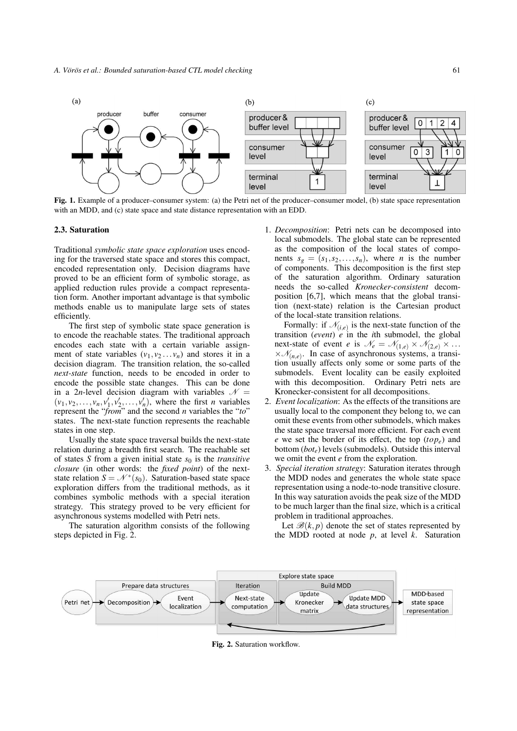**Fig. 1.** Example of a producer–consumer system: (a) the Petri net of the producer–consumer model, (b) state space representation with an MDD, and (c) state space and state distance representation with an EDD.

### 2.3. Saturation

Traditional *symbolic state space exploration* uses encoding for the traversed state space and stores this compact, encoded representation only. Decision diagrams have proved to be an efficient form of symbolic storage, as applied reduction rules provide a compact representation form. Another important advantage is that symbolic methods enable us to manipulate large sets of states efficiently.

The first step of symbolic state space generation is to encode the reachable states. The traditional approach encodes each state with a certain variable assignment of state variables $(v_1, v_2 \ldots v_n)$ and stores it in a decision diagram. The transition relation, the so-called *next-state* function, needs to be encoded in order to encode the possible state changes. This can be done in a $2n$-level decision diagram with variables $\mathcal{N} = (v_1, v_2, \ldots, v_n, v'_1, v'_2, \ldots, v'_n)$, where the first $n$ variables represent the "*from*" and the second $n$ variables the "*to*" states. The next-state function represents the reachable states in one step.

Usually the state space traversal builds the next-state relation during a breadth first search. The reachable set of states $S$ from a given initial state $s_0$ is the *transitive closure* (in other words: the *fixed point*) of the next-state relation $S = \mathcal{N}^*(s_0)$. Saturation-based state space exploration differs from the traditional methods, as it combines symbolic methods with a special iteration strategy. This strategy proved to be very efficient for asynchronous systems modelled with Petri nets.

The saturation algorithm consists of the following steps depicted in Fig. 2.

1. *Decomposition*: Petri nets can be decomposed into local submodels. The global state can be represented as the composition of the local states of components $s_g = (s_1, s_2, \ldots, s_n)$, where $n$ is the number of components. This decomposition is the first step of the saturation algorithm. Ordinary saturation needs the so-called *Kronecker-consistent* decomposition [6,7], which means that the global transition (next-state) relation is the Cartesian product of the local-state transition relations.

   Formally: if $\mathcal{N}_{(i,e)}$ is the next-state function of the transition (*event*) $e$ in the $i$th submodel, the global next-state of event $e$ is $\mathcal{N}_e = \mathcal{N}_{(1,e)} \times \mathcal{N}_{(2,e)} \times \ldots \times \mathcal{N}_{(n,e)}$. In case of asynchronous systems, a transition usually affects only some or some parts of the submodels. Event locality can be easily exploited with this decomposition. Ordinary Petri nets are Kronecker-consistent for all decompositions.
2. *Event localization*: As the effects of the transitions are usually local to the component they belong to, we can omit these events from other submodels, which makes the state space traversal more efficient. For each event $e$ we set the border of its effect, the top ($top_e$) and bottom ($bot_e$) levels (submodels). Outside this interval we omit the event $e$ from the exploration.
3. *Special iteration strategy*: Saturation iterates through the MDD nodes and generates the whole state space representation using a node-to-node transitive closure. In this way saturation avoids the peak size of the MDD to be much larger than the final size, which is a critical problem in traditional approaches.

   Let $\mathcal{B}(k, p)$ denote the set of states represented by the MDD rooted at node $p$, at level $k$. Saturation

**Fig. 2.** Saturation workflow.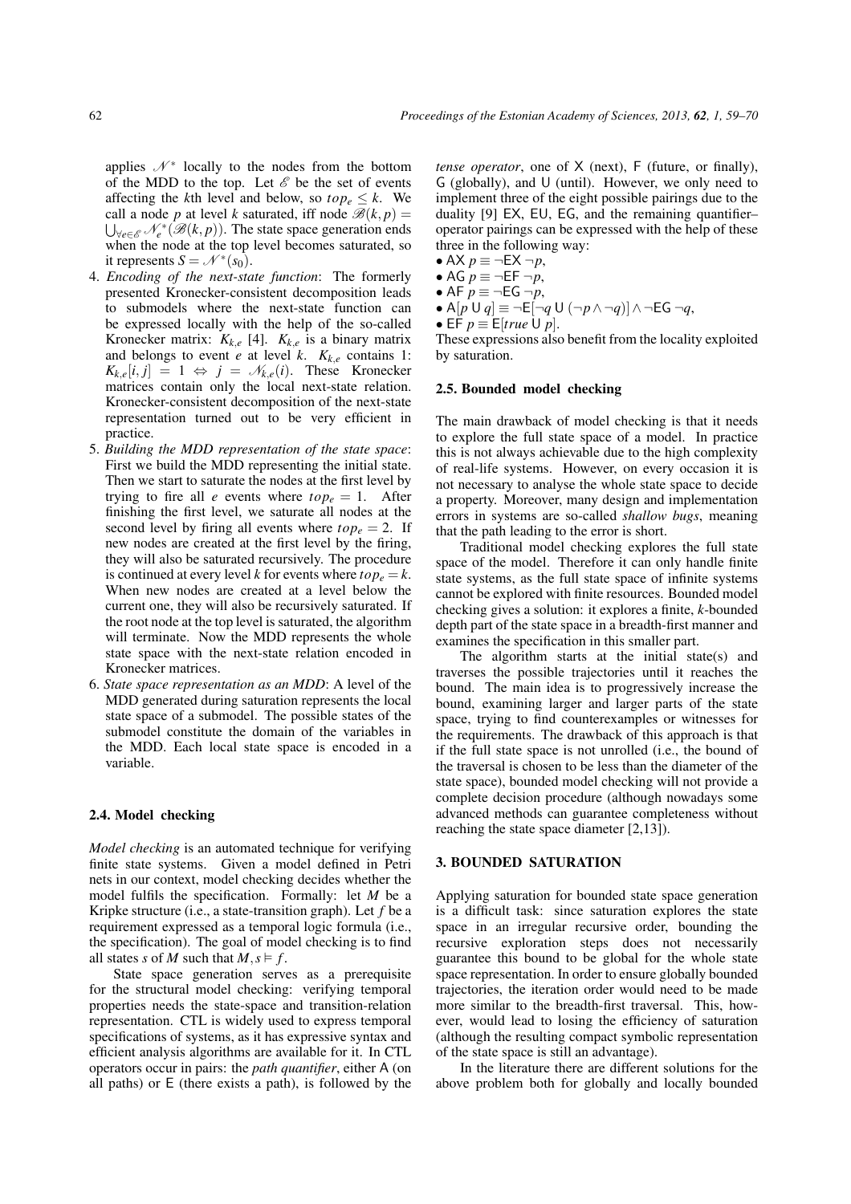applies $\mathscr{N}^*$ locally to the nodes from the bottom of the MDD to the top. Let $\mathscr{E}$ be the set of events affecting the $k$th level and below, so $top_e \leq k$. We call a node $p$ at level $k$ saturated, iff node $\mathscr{B}(k,p) = \bigcup_{\forall e \in \mathscr{E}} \mathscr{N}_e^*(\mathscr{B}(k,p))$. The state space generation ends when the node at the top level becomes saturated, so it represents $S = \mathscr{N}^*(s_0)$.

4. *Encoding of the next-state function*: The formerly presented Kronecker-consistent decomposition leads to submodels where the next-state function can be expressed locally with the help of the so-called Kronecker matrix: $K_{k,e}$ [4]. $K_{k,e}$ is a binary matrix and belongs to event $e$ at level $k$. $K_{k,e}$ contains 1: $K_{k,e}[i,j] = 1 \Leftrightarrow j = \mathscr{N}_{k,e}(i)$. These Kronecker matrices contain only the local next-state relation. Kronecker-consistent decomposition of the next-state representation turned out to be very efficient in practice.
5. *Building the MDD representation of the state space*: First we build the MDD representing the initial state. Then we start to saturate the nodes at the first level by trying to fire all $e$ events where $top_e = 1$. After finishing the first level, we saturate all nodes at the second level by firing all events where $top_e = 2$. If new nodes are created at the first level by the firing, they will also be saturated recursively. The procedure is continued at every level $k$ for events where $top_e = k$. When new nodes are created at a level below the current one, they will also be recursively saturated. If the root node at the top level is saturated, the algorithm will terminate. Now the MDD represents the whole state space with the next-state relation encoded in Kronecker matrices.
6. *State space representation as an MDD*: A level of the MDD generated during saturation represents the local state space of a submodel. The possible states of the submodel constitute the domain of the variables in the MDD. Each local state space is encoded in a variable.

### 2.4. Model checking

*Model checking* is an automated technique for verifying finite state systems. Given a model defined in Petri nets in our context, model checking decides whether the model fulfils the specification. Formally: let $M$ be a Kripke structure (i.e., a state-transition graph). Let $f$ be a requirement expressed as a temporal logic formula (i.e., the specification). The goal of model checking is to find all states $s$ of $M$ such that $M, s \vDash f$.

State space generation serves as a prerequisite for the structural model checking: verifying temporal properties needs the state-space and transition-relation representation. CTL is widely used to express temporal specifications of systems, as it has expressive syntax and efficient analysis algorithms are available for it. In CTL operators occur in pairs: the *path quantifier*, either A (on all paths) or E (there exists a path), is followed by the *tense operator*, one of X (next), F (future, or finally), G (globally), and U (until). However, we only need to implement three of the eight possible pairings due to the duality [9] EX, EU, EG, and the remaining quantifier–operator pairings can be expressed with the help of these three in the following way:

- $\mathsf{AX}\, p \equiv \neg \mathsf{EX}\, \neg p$,
- $\mathsf{AG}\, p \equiv \neg \mathsf{EF}\, \neg p$,
- $\mathsf{AF}\, p \equiv \neg \mathsf{EG}\, \neg p$,
- $\mathsf{A}[p \,\mathsf{U}\, q] \equiv \neg \mathsf{E}[\neg q \,\mathsf{U}\, (\neg p \wedge \neg q)] \wedge \neg \mathsf{EG}\, \neg q$,
- $\mathsf{EF}\, p \equiv \mathsf{E}[true \,\mathsf{U}\, p]$.

These expressions also benefit from the locality exploited by saturation.

### 2.5. Bounded model checking

The main drawback of model checking is that it needs to explore the full state space of a model. In practice this is not always achievable due to the high complexity of real-life systems. However, on every occasion it is not necessary to analyse the whole state space to decide a property. Moreover, many design and implementation errors in systems are so-called *shallow bugs*, meaning that the path leading to the error is short.

Traditional model checking explores the full state space of the model. Therefore it can only handle finite state systems, as the full state space of infinite systems cannot be explored with finite resources. Bounded model checking gives a solution: it explores a finite, $k$-bounded depth part of the state space in a breadth-first manner and examines the specification in this smaller part.

The algorithm starts at the initial state(s) and traverses the possible trajectories until it reaches the bound. The main idea is to progressively increase the bound, examining larger and larger parts of the state space, trying to find counterexamples or witnesses for the requirements. The drawback of this approach is that if the full state space is not unrolled (i.e., the bound of the traversal is chosen to be less than the diameter of the state space), bounded model checking will not provide a complete decision procedure (although nowadays some advanced methods can guarantee completeness without reaching the state space diameter [2,13]).

## 3. BOUNDED SATURATION

Applying saturation for bounded state space generation is a difficult task: since saturation explores the state space in an irregular recursive order, bounding the recursive exploration steps does not necessarily guarantee this bound to be global for the whole state space representation. In order to ensure globally bounded trajectories, the iteration order would need to be made more similar to the breadth-first traversal. This, however, would lead to losing the efficiency of saturation (although the resulting compact symbolic representation of the state space is still an advantage).

In the literature there are different solutions for the above problem both for globally and locally bounded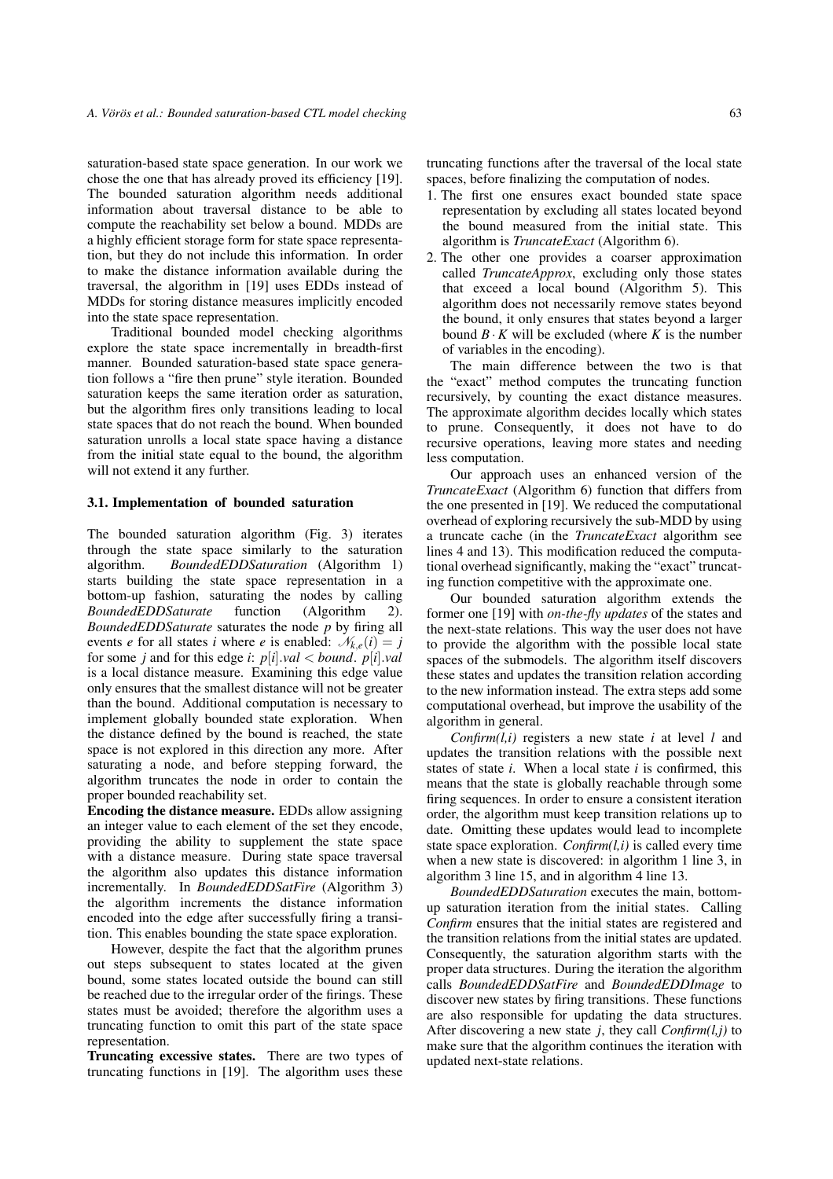saturation-based state space generation. In our work we chose the one that has already proved its efficiency [19]. The bounded saturation algorithm needs additional information about traversal distance to be able to compute the reachability set below a bound. MDDs are a highly efficient storage form for state space representation, but they do not include this information. In order to make the distance information available during the traversal, the algorithm in [19] uses EDDs instead of MDDs for storing distance measures implicitly encoded into the state space representation.

Traditional bounded model checking algorithms explore the state space incrementally in breadth-first manner. Bounded saturation-based state space generation follows a "fire then prune" style iteration. Bounded saturation keeps the same iteration order as saturation, but the algorithm fires only transitions leading to local state spaces that do not reach the bound. When bounded saturation unrolls a local state space having a distance from the initial state equal to the bound, the algorithm will not extend it any further.

### 3.1. Implementation of bounded saturation

The bounded saturation algorithm (Fig. 3) iterates through the state space similarly to the saturation algorithm. *BoundedEDDSaturation* (Algorithm 1) starts building the state space representation in a bottom-up fashion, saturating the nodes by calling *BoundedEDDSaturate* function (Algorithm 2). *BoundedEDDSaturate* saturates the node $p$ by firing all events $e$ for all states $i$ where $e$ is enabled: $\mathcal{N}_{k,e}(i) = j$ for some $j$ and for this edge $i$: $p[i].val < bound$. $p[i].val$ is a local distance measure. Examining this edge value only ensures that the smallest distance will not be greater than the bound. Additional computation is necessary to implement globally bounded state exploration. When the distance defined by the bound is reached, the state space is not explored in this direction any more. After saturating a node, and before stepping forward, the algorithm truncates the node in order to contain the proper bounded reachability set.

**Encoding the distance measure.** EDDs allow assigning an integer value to each element of the set they encode, providing the ability to supplement the state space with a distance measure. During state space traversal the algorithm also updates this distance information incrementally. In *BoundedEDDSatFire* (Algorithm 3) the algorithm increments the distance information encoded into the edge after successfully firing a transition. This enables bounding the state space exploration.

However, despite the fact that the algorithm prunes out steps subsequent to states located at the given bound, some states located outside the bound can still be reached due to the irregular order of the firings. These states must be avoided; therefore the algorithm uses a truncating function to omit this part of the state space representation.

**Truncating excessive states.** There are two types of truncating functions in [19]. The algorithm uses these truncating functions after the traversal of the local state spaces, before finalizing the computation of nodes.

1. The first one ensures exact bounded state space representation by excluding all states located beyond the bound measured from the initial state. This algorithm is *TruncateExact* (Algorithm 6).
2. The other one provides a coarser approximation called *TruncateApprox*, excluding only those states that exceed a local bound (Algorithm 5). This algorithm does not necessarily remove states beyond the bound, it only ensures that states beyond a larger bound $B \cdot K$ will be excluded (where $K$ is the number of variables in the encoding).

The main difference between the two is that the "exact" method computes the truncating function recursively, by counting the exact distance measures. The approximate algorithm decides locally which states to prune. Consequently, it does not have to do recursive operations, leaving more states and needing less computation.

Our approach uses an enhanced version of the *TruncateExact* (Algorithm 6) function that differs from the one presented in [19]. We reduced the computational overhead of exploring recursively the sub-MDD by using a truncate cache (in the *TruncateExact* algorithm see lines 4 and 13). This modification reduced the computational overhead significantly, making the "exact" truncating function competitive with the approximate one.

Our bounded saturation algorithm extends the former one [19] with *on-the-fly updates* of the states and the next-state relations. This way the user does not have to provide the algorithm with the possible local state spaces of the submodels. The algorithm itself discovers these states and updates the transition relation according to the new information instead. The extra steps add some computational overhead, but improve the usability of the algorithm in general.

*Confirm(l,i)* registers a new state $i$ at level $l$ and updates the transition relations with the possible next states of state $i$. When a local state $i$ is confirmed, this means that the state is globally reachable through some firing sequences. In order to ensure a consistent iteration order, the algorithm must keep transition relations up to date. Omitting these updates would lead to incomplete state space exploration. *Confirm(l,i)* is called every time when a new state is discovered: in algorithm 1 line 3, in algorithm 3 line 15, and in algorithm 4 line 13.

*BoundedEDDSaturation* executes the main, bottom-up saturation iteration from the initial states. Calling *Confirm* ensures that the initial states are registered and the transition relations from the initial states are updated. Consequently, the saturation algorithm starts with the proper data structures. During the iteration the algorithm calls *BoundedEDDSatFire* and *BoundedEDDImage* to discover new states by firing transitions. These functions are also responsible for updating the data structures. After discovering a new state $j$, they call *Confirm(l,j)* to make sure that the algorithm continues the iteration with updated next-state relations.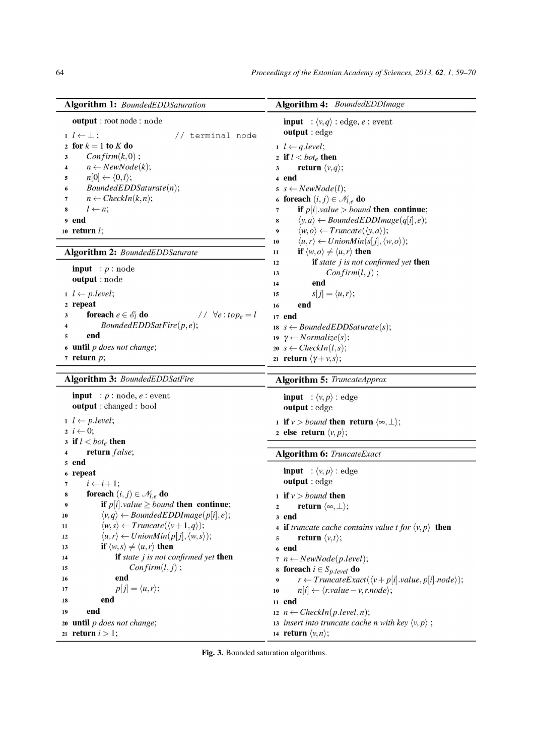**Algorithm 1:** *BoundedEDDSaturation*

```
output : root node : node
1  l ← ⊥;                              // terminal node
2  for k = 1 to K do
3      Confirm(k, 0);
4      n ← NewNode(k);
5      n[0] ← ⟨0, l⟩;
6      BoundedEDDSaturate(n);
7      n ← CheckIn(k, n);
8      l ← n;
9  end
10 return l;
```

**Algorithm 2:** *BoundedEDDSaturate*

```
input  : p : node
output : node
1  l ← p.level;
2  repeat
3      foreach e ∈ E_l do                  // ∀e : top_e = l
4          BoundedEDDSatFire(p, e);
5      end
6  until p does not change;
7  return p;
```

**Algorithm 3:** *BoundedEDDSatFire*

```
input  : p : node, e : event
output : changed : bool
1  l ← p.level;
2  i ← 0;
3  if l < bot_e then
4      return false;
5  end
6  repeat
7      i ← i + 1;
8      foreach (i, j) ∈ N_{l,e} do
9          if p[i].value ≥ bound then continue;
10         ⟨v, q⟩ ← BoundedEDDImage(p[i], e);
11         ⟨w, s⟩ ← Truncate(⟨v + 1, q⟩);
12         ⟨u, r⟩ ← UnionMin(p[j], ⟨w, s⟩);
13         if ⟨w, s⟩ ≠ ⟨u, r⟩ then
14             if state j is not confirmed yet then
15                 Confirm(l, j);
16             end
17             p[j] = ⟨u, r⟩;
18         end
19     end
20 until p does not change;
21 return i > 1;
```

**Algorithm 4:** *BoundedEDDImage*

```
input  : ⟨v, q⟩ : edge, e : event
output : edge
1  l ← q.level;
2  if l < bot_e then
3      return ⟨v, q⟩;
4  end
5  s ← NewNode(l);
6  foreach (i, j) ∈ N_{l,e} do
7      if p[i].value > bound then continue;
8      ⟨y, a⟩ ← BoundedEDDImage(q[i], e);
9      ⟨w, o⟩ ← Truncate(⟨y, a⟩);
10     ⟨u, r⟩ ← UnionMin(s[j], ⟨w, o⟩);
11     if ⟨w, o⟩ ≠ ⟨u, r⟩ then
12         if state j is not confirmed yet then
13             Confirm(l, j);
14         end
15         s[j] = ⟨u, r⟩;
16     end
17 end
18 s ← BoundedEDDSaturate(s);
19 γ ← Normalize(s);
20 s ← CheckIn(l, s);
21 return ⟨γ + v, s⟩;
```

**Algorithm 5:** *TruncateApprox*

```
input  : ⟨v, p⟩ : edge
output : edge
1  if v > bound then return ⟨∞, ⊥⟩;
2  else return ⟨v, p⟩;
```

**Algorithm 6:** *TruncateExact*

```
input  : ⟨v, p⟩ : edge
output : edge
1  if v > bound then
2      return ⟨∞, ⊥⟩;
3  end
4  if truncate cache contains value t for ⟨v, p⟩ then
5      return ⟨v, t⟩;
6  end
7  n ← NewNode(p.level);
8  foreach i ∈ S_{p.level} do
9      r ← TruncateExact(⟨v + p[i].value, p[i].node⟩);
10     n[i] ← ⟨r.value − v, r.node⟩;
11 end
12 n ← CheckIn(p.level, n);
13 insert into truncate cache n with key ⟨v, p⟩;
14 return ⟨v, n⟩;
```

**Fig. 3.** Bounded saturation algorithms.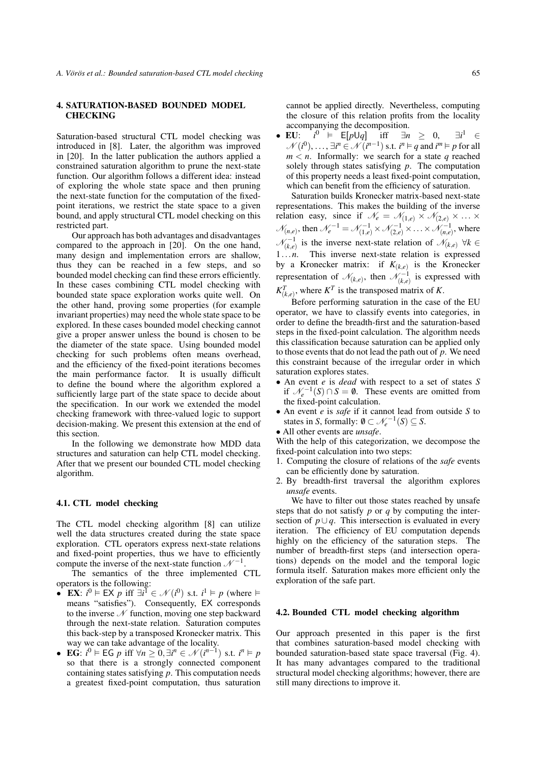## 4. SATURATION-BASED BOUNDED MODEL CHECKING

Saturation-based structural CTL model checking was introduced in [8]. Later, the algorithm was improved in [20]. In the latter publication the authors applied a constrained saturation algorithm to prune the next-state function. Our algorithm follows a different idea: instead of exploring the whole state space and then pruning the next-state function for the computation of the fixed-point iterations, we restrict the state space to a given bound, and apply structural CTL model checking on this restricted part.

Our approach has both advantages and disadvantages compared to the approach in [20]. On the one hand, many design and implementation errors are shallow, thus they can be reached in a few steps, and so bounded model checking can find these errors efficiently. In these cases combining CTL model checking with bounded state space exploration works quite well. On the other hand, proving some properties (for example invariant properties) may need the whole state space to be explored. In these cases bounded model checking cannot give a proper answer unless the bound is chosen to be the diameter of the state space. Using bounded model checking for such problems often means overhead, and the efficiency of the fixed-point iterations becomes the main performance factor. It is usually difficult to define the bound where the algorithm explored a sufficiently large part of the state space to decide about the specification. In our work we extended the model checking framework with three-valued logic to support decision-making. We present this extension at the end of this section.

In the following we demonstrate how MDD data structures and saturation can help CTL model checking. After that we present our bounded CTL model checking algorithm.

### 4.1. CTL model checking

The CTL model checking algorithm [8] can utilize well the data structures created during the state space exploration. CTL operators express next-state relations and fixed-point properties, thus we have to efficiently compute the inverse of the next-state function $\mathcal{N}^{-1}$.

The semantics of the three implemented CTL operators is the following:

- **EX**: $i^0 \vDash \mathsf{EX}\ p$ iff $\exists i^1 \in \mathcal{N}(i^0)$ s.t. $i^1 \vDash p$ (where $\vDash$ means "satisfies"). Consequently, EX corresponds to the inverse $\mathcal{N}$ function, moving one step backward through the next-state relation. Saturation computes this back-step by a transposed Kronecker matrix. This way we can take advantage of the locality.
- **EG**: $i^0 \vDash \mathsf{EG}\ p$ iff $\forall n \geq 0, \exists i^n \in \mathcal{N}(i^{n-1})$ s.t. $i^n \vDash p$ so that there is a strongly connected component containing states satisfying $p$. This computation needs a greatest fixed-point computation, thus saturation cannot be applied directly. Nevertheless, computing the closure of this relation profits from the locality accompanying the decomposition.
- **EU**: $i^0 \vDash \mathsf{E}[p \mathsf{U} q]$ iff $\exists n \geq 0$, $\exists i^1 \in \mathcal{N}(i^0), \ldots, \exists i^n \in \mathcal{N}(i^{n-1})$ s.t. $i^n \vDash q$ and $i^m \vDash p$ for all $m < n$. Informally: we search for a state $q$ reached solely through states satisfying $p$. The computation of this property needs a least fixed-point computation, which can benefit from the efficiency of saturation.

Saturation builds Kronecker matrix-based next-state representations. This makes the building of the inverse relation easy, since if $\mathcal{N}_e = \mathcal{N}_{(1,e)} \times \mathcal{N}_{(2,e)} \times \ldots \times \mathcal{N}_{(n,e)}$, then $\mathcal{N}_e^{-1} = \mathcal{N}_{(1,e)}^{-1} \times \mathcal{N}_{(2,e)}^{-1} \times \ldots \times \mathcal{N}_{(n,e)}^{-1}$, where $\mathcal{N}_{(k,e)}^{-1}$ is the inverse next-state relation of $\mathcal{N}_{(k,e)}$ $\forall k \in 1 \ldots n$. This inverse next-state relation is expressed by a Kronecker matrix: if $K_{(k,e)}$ is the Kronecker representation of $\mathcal{N}_{(k,e)}$, then $\mathcal{N}_{(k,e)}^{-1}$ is expressed with $K_{(k,e)}^T$, where $K^T$ is the transposed matrix of $K$.

Before performing saturation in the case of the EU operator, we have to classify events into categories, in order to define the breadth-first and the saturation-based steps in the fixed-point calculation. The algorithm needs this classification because saturation can be applied only to those events that do not lead the path out of $p$. We need this constraint because of the irregular order in which saturation explores states.

- An event $e$ is *dead* with respect to a set of states $S$ if $\mathcal{N}_e^{-1}(S) \cap S = \emptyset$. These events are omitted from the fixed-point calculation.
- An event $e$ is *safe* if it cannot lead from outside $S$ to states in $S$, formally: $\emptyset \subset \mathcal{N}_e^{-1}(S) \subseteq S$.
- All other events are *unsafe*.

With the help of this categorization, we decompose the fixed-point calculation into two steps:

1. Computing the closure of relations of the *safe* events can be efficiently done by saturation.
2. By breadth-first traversal the algorithm explores *unsafe* events.

We have to filter out those states reached by unsafe steps that do not satisfy $p$ or $q$ by computing the intersection of $p \cup q$. This intersection is evaluated in every iteration. The efficiency of EU computation depends highly on the efficiency of the saturation steps. The number of breadth-first steps (and intersection operations) depends on the model and the temporal logic formula itself. Saturation makes more efficient only the exploration of the safe part.

### 4.2. Bounded CTL model checking algorithm

Our approach presented in this paper is the first that combines saturation-based model checking with bounded saturation-based state space traversal (Fig. 4). It has many advantages compared to the traditional structural model checking algorithms; however, there are still many directions to improve it.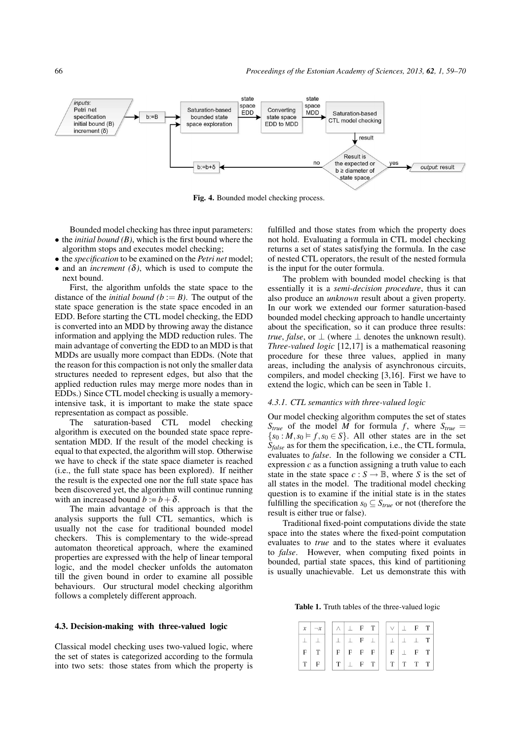Fig. 4. Bounded model checking process.

Bounded model checking has three input parameters:

- the *initial bound (B)*, which is the first bound where the algorithm stops and executes model checking;
- the *specification* to be examined on the *Petri net* model;
- and an *increment (δ)*, which is used to compute the next bound.

First, the algorithm unfolds the state space to the distance of the *initial bound* ($b := B$). The output of the state space generation is the state space encoded in an EDD. Before starting the CTL model checking, the EDD is converted into an MDD by throwing away the distance information and applying the MDD reduction rules. The main advantage of converting the EDD to an MDD is that MDDs are usually more compact than EDDs. (Note that the reason for this compaction is not only the smaller data structures needed to represent edges, but also that the applied reduction rules may merge more nodes than in EDDs.) Since CTL model checking is usually a memory-intensive task, it is important to make the state space representation as compact as possible.

The saturation-based CTL model checking algorithm is executed on the bounded state space representation MDD. If the result of the model checking is equal to that expected, the algorithm will stop. Otherwise we have to check if the state space diameter is reached (i.e., the full state space has been explored). If neither the result is the expected one nor the full state space has been discovered yet, the algorithm will continue running with an increased bound $b := b + \delta$.

The main advantage of this approach is that the analysis supports the full CTL semantics, which is usually not the case for traditional bounded model checkers. This is complementary to the wide-spread automaton theoretical approach, where the examined properties are expressed with the help of linear temporal logic, and the model checker unfolds the automaton till the given bound in order to examine all possible behaviours. Our structural model checking algorithm follows a completely different approach.

### 4.3. Decision-making with three-valued logic

Classical model checking uses two-valued logic, where the set of states is categorized according to the formula into two sets: those states from which the property is fulfilled and those states from which the property does not hold. Evaluating a formula in CTL model checking returns a set of states satisfying the formula. In the case of nested CTL operators, the result of the nested formula is the input for the outer formula.

The problem with bounded model checking is that essentially it is a *semi-decision procedure*, thus it can also produce an *unknown* result about a given property. In our work we extended our former saturation-based bounded model checking approach to handle uncertainty about the specification, so it can produce three results: *true*, *false*, or $\perp$ (where $\perp$ denotes the unknown result). *Three-valued logic* [12,17] is a mathematical reasoning procedure for these three values, applied in many areas, including the analysis of asynchronous circuits, compilers, and model checking [3,16]. First we have to extend the logic, which can be seen in Table 1.

#### 4.3.1. CTL semantics with three-valued logic

Our model checking algorithm computes the set of states $S_{true}$ of the model $M$ for formula $f$, where $S_{true} = \{s_0 : M, s_0 \models f, s_0 \in S\}$. All other states are in the set $S_{false}$ as for them the specification, i.e., the CTL formula, evaluates to *false*. In the following we consider a CTL expression $c$ as a function assigning a truth value to each state in the state space $c : S \to \mathbb{B}$, where $S$ is the set of all states in the model. The traditional model checking question is to examine if the initial state is in the states fulfilling the specification $s_0 \subseteq S_{true}$ or not (therefore the result is either true or false).

Traditional fixed-point computations divide the state space into the states where the fixed-point computation evaluates to *true* and to the states where it evaluates to *false*. However, when computing fixed points in bounded, partial state spaces, this kind of partitioning is usually unachievable. Let us demonstrate this with

**Table 1.** Truth tables of the three-valued logic

| $x$ | $\neg x$ |
|---|---|
| $\perp$ | $\perp$ |
| F | T |
| T | F |

| $\wedge$ | $\perp$ | F | T |
|---|---|---|---|
| $\perp$ | $\perp$ | F | $\perp$ |
| F | F | F | F |
| T | $\perp$ | F | T |

| $\vee$ | $\perp$ | F | T |
|---|---|---|---|
| $\perp$ | $\perp$ | $\perp$ | T |
| F | $\perp$ | F | T |
| T | T | T | T |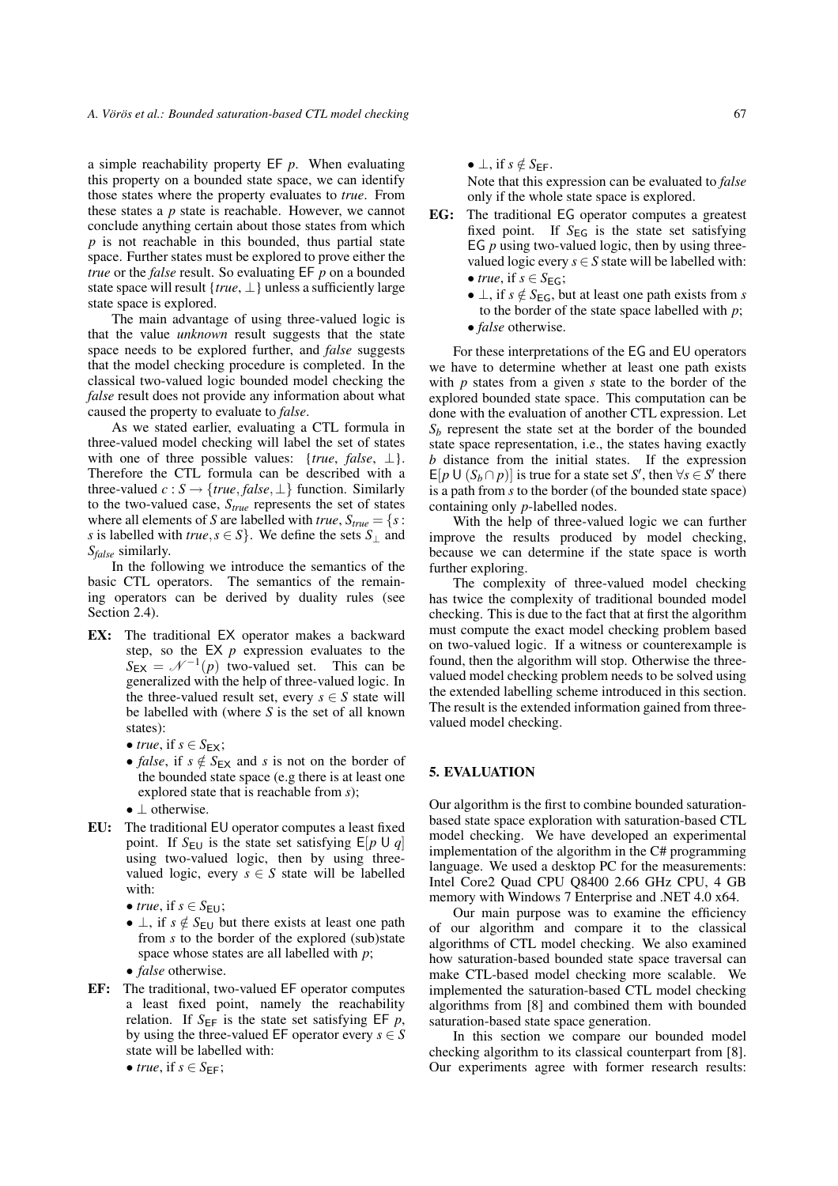a simple reachability property $\mathsf{EF}\ p$. When evaluating this property on a bounded state space, we can identify those states where the property evaluates to *true*. From these states a $p$ state is reachable. However, we cannot conclude anything certain about those states from which $p$ is not reachable in this bounded, thus partial state space. Further states must be explored to prove either the *true* or the *false* result. So evaluating $\mathsf{EF}\ p$ on a bounded state space will result $\{true, \perp\}$ unless a sufficiently large state space is explored.

The main advantage of using three-valued logic is that the value *unknown* result suggests that the state space needs to be explored further, and *false* suggests that the model checking procedure is completed. In the classical two-valued logic bounded model checking the *false* result does not provide any information about what caused the property to evaluate to *false*.

As we stated earlier, evaluating a CTL formula in three-valued model checking will label the set of states with one of three possible values: $\{true, false, \perp\}$. Therefore the CTL formula can be described with a three-valued $c : S \rightarrow \{true, false, \perp\}$ function. Similarly to the two-valued case, $S_{true}$ represents the set of states where all elements of $S$ are labelled with *true*, $S_{true} = \{s : s \text{ is labelled with } true, s \in S\}$. We define the sets $S_{\perp}$ and $S_{false}$ similarly.

In the following we introduce the semantics of the basic CTL operators. The semantics of the remaining operators can be derived by duality rules (see Section 2.4).

**EX:** The traditional $\mathsf{EX}$ operator makes a backward step, so the $\mathsf{EX}\ p$ expression evaluates to the $S_{\mathsf{EX}} = \mathcal{N}^{-1}(p)$ two-valued set. This can be generalized with the help of three-valued logic. In the three-valued result set, every $s \in S$ state will be labelled with (where $S$ is the set of all known states):

- *true*, if $s \in S_{\mathsf{EX}}$;
- *false*, if $s \notin S_{\mathsf{EX}}$ and $s$ is not on the border of the bounded state space (e.g there is at least one explored state that is reachable from $s$);
- $\perp$ otherwise.

**EU:** The traditional $\mathsf{EU}$ operator computes a least fixed point. If $S_{\mathsf{EU}}$ is the state set satisfying $\mathsf{E}[p \; \mathsf{U} \; q]$ using two-valued logic, then by using three-valued logic, every $s \in S$ state will be labelled with:

- *true*, if $s \in S_{\mathsf{EU}}$;
- $\perp$, if $s \notin S_{\mathsf{EU}}$ but there exists at least one path from $s$ to the border of the explored (sub)state space whose states are all labelled with $p$;
- *false* otherwise.

**EF:** The traditional, two-valued $\mathsf{EF}$ operator computes a least fixed point, namely the reachability relation. If $S_{\mathsf{EF}}$ is the state set satisfying $\mathsf{EF}\ p$, by using the three-valued $\mathsf{EF}$ operator every $s \in S$ state will be labelled with:

- *true*, if $s \in S_{\mathsf{EF}}$;
- $\perp$, if $s \notin S_{\mathsf{EF}}$.

Note that this expression can be evaluated to *false* only if the whole state space is explored.

**EG:** The traditional $\mathsf{EG}$ operator computes a greatest fixed point. If $S_{\mathsf{EG}}$ is the state set satisfying $\mathsf{EG}\ p$ using two-valued logic, then by using three-valued logic every $s \in S$ state will be labelled with:

- *true*, if $s \in S_{\mathsf{EG}}$;
- $\perp$, if $s \notin S_{\mathsf{EG}}$, but at least one path exists from $s$ to the border of the state space labelled with $p$;
- *false* otherwise.

For these interpretations of the $\mathsf{EG}$ and $\mathsf{EU}$ operators we have to determine whether at least one path exists with $p$ states from a given $s$ state to the border of the explored bounded state space. This computation can be done with the evaluation of another CTL expression. Let $S_b$ represent the state set at the border of the bounded state space representation, i.e., the states having exactly $b$ distance from the initial states. If the expression $\mathsf{E}[p \; \mathsf{U} \; (S_b \cap p)]$ is true for a state set $S'$, then $\forall s \in S'$ there is a path from $s$ to the border (of the bounded state space) containing only $p$-labelled nodes.

With the help of three-valued logic we can further improve the results produced by model checking, because we can determine if the state space is worth further exploring.

The complexity of three-valued model checking has twice the complexity of traditional bounded model checking. This is due to the fact that at first the algorithm must compute the exact model checking problem based on two-valued logic. If a witness or counterexample is found, then the algorithm will stop. Otherwise the three-valued model checking problem needs to be solved using the extended labelling scheme introduced in this section. The result is the extended information gained from three-valued model checking.

## 5. EVALUATION

Our algorithm is the first to combine bounded saturation-based state space exploration with saturation-based CTL model checking. We have developed an experimental implementation of the algorithm in the C# programming language. We used a desktop PC for the measurements: Intel Core2 Quad CPU Q8400 2.66 GHz CPU, 4 GB memory with Windows 7 Enterprise and .NET 4.0 x64.

Our main purpose was to examine the efficiency of our algorithm and compare it to the classical algorithms of CTL model checking. We also examined how saturation-based bounded state space traversal can make CTL-based model checking more scalable. We implemented the saturation-based CTL model checking algorithms from [8] and combined them with bounded saturation-based state space generation.

In this section we compare our bounded model checking algorithm to its classical counterpart from [8]. Our experiments agree with former research results: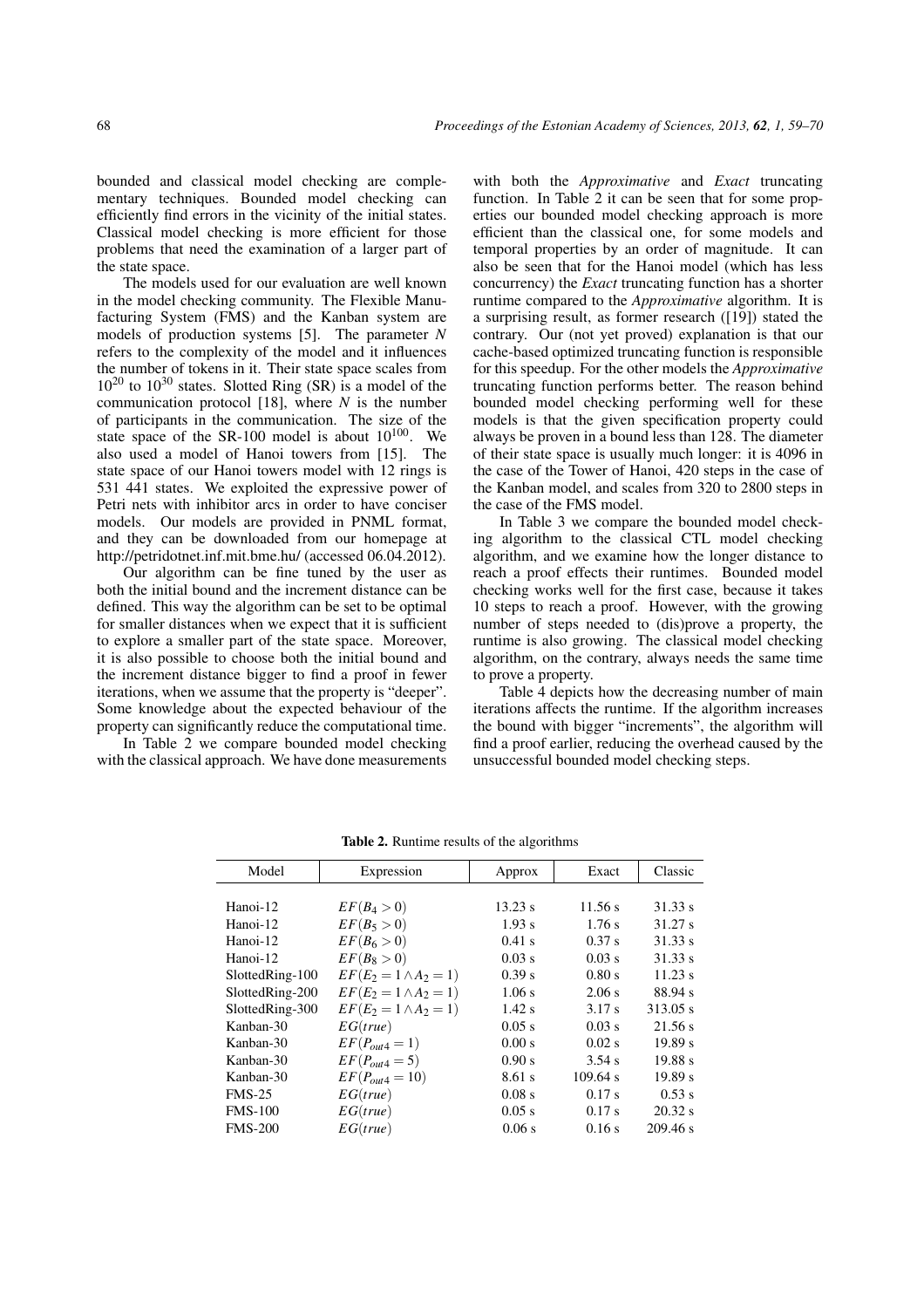bounded and classical model checking are complementary techniques. Bounded model checking can efficiently find errors in the vicinity of the initial states. Classical model checking is more efficient for those problems that need the examination of a larger part of the state space.

The models used for our evaluation are well known in the model checking community. The Flexible Manufacturing System (FMS) and the Kanban system are models of production systems [5]. The parameter $N$ refers to the complexity of the model and it influences the number of tokens in it. Their state space scales from $10^{20}$ to $10^{30}$ states. Slotted Ring (SR) is a model of the communication protocol [18], where $N$ is the number of participants in the communication. The size of the state space of the SR-100 model is about $10^{100}$. We also used a model of Hanoi towers from [15]. The state space of our Hanoi towers model with 12 rings is 531 441 states. We exploited the expressive power of Petri nets with inhibitor arcs in order to have conciser models. Our models are provided in PNML format, and they can be downloaded from our homepage at http://petridotnet.inf.mit.bme.hu/ (accessed 06.04.2012).

Our algorithm can be fine tuned by the user as both the initial bound and the increment distance can be defined. This way the algorithm can be set to be optimal for smaller distances when we expect that it is sufficient to explore a smaller part of the state space. Moreover, it is also possible to choose both the initial bound and the increment distance bigger to find a proof in fewer iterations, when we assume that the property is "deeper". Some knowledge about the expected behaviour of the property can significantly reduce the computational time.

In Table 2 we compare bounded model checking with the classical approach. We have done measurements with both the *Approximative* and *Exact* truncating function. In Table 2 it can be seen that for some properties our bounded model checking approach is more efficient than the classical one, for some models and temporal properties by an order of magnitude. It can also be seen that for the Hanoi model (which has less concurrency) the *Exact* truncating function has a shorter runtime compared to the *Approximative* algorithm. It is a surprising result, as former research ([19]) stated the contrary. Our (not yet proved) explanation is that our cache-based optimized truncating function is responsible for this speedup. For the other models the *Approximative* truncating function performs better. The reason behind bounded model checking performing well for these models is that the given specification property could always be proven in a bound less than 128. The diameter of their state space is usually much longer: it is 4096 in the case of the Tower of Hanoi, 420 steps in the case of the Kanban model, and scales from 320 to 2800 steps in the case of the FMS model.

In Table 3 we compare the bounded model checking algorithm to the classical CTL model checking algorithm, and we examine how the longer distance to reach a proof effects their runtimes. Bounded model checking works well for the first case, because it takes 10 steps to reach a proof. However, with the growing number of steps needed to (dis)prove a property, the runtime is also growing. The classical model checking algorithm, on the contrary, always needs the same time to prove a property.

Table 4 depicts how the decreasing number of main iterations affects the runtime. If the algorithm increases the bound with bigger "increments", the algorithm will find a proof earlier, reducing the overhead caused by the unsuccessful bounded model checking steps.

**Table 2.** Runtime results of the algorithms

| Model | Expression | Approx | Exact | Classic |
|---|---|---|---|---|
| Hanoi-12 | $EF(B_4 > 0)$ | 13.23 s | 11.56 s | 31.33 s |
| Hanoi-12 | $EF(B_5 > 0)$ | 1.93 s | 1.76 s | 31.27 s |
| Hanoi-12 | $EF(B_6 > 0)$ | 0.41 s | 0.37 s | 31.33 s |
| Hanoi-12 | $EF(B_8 > 0)$ | 0.03 s | 0.03 s | 31.33 s |
| SlottedRing-100 | $EF(E_2 = 1 \wedge A_2 = 1)$ | 0.39 s | 0.80 s | 11.23 s |
| SlottedRing-200 | $EF(E_2 = 1 \wedge A_2 = 1)$ | 1.06 s | 2.06 s | 88.94 s |
| SlottedRing-300 | $EF(E_2 = 1 \wedge A_2 = 1)$ | 1.42 s | 3.17 s | 313.05 s |
| Kanban-30 | $EG(true)$ | 0.05 s | 0.03 s | 21.56 s |
| Kanban-30 | $EF(P_{out4} = 1)$ | 0.00 s | 0.02 s | 19.89 s |
| Kanban-30 | $EF(P_{out4} = 5)$ | 0.90 s | 3.54 s | 19.88 s |
| Kanban-30 | $EF(P_{out4} = 10)$ | 8.61 s | 109.64 s | 19.89 s |
| FMS-25 | $EG(true)$ | 0.08 s | 0.17 s | 0.53 s |
| FMS-100 | $EG(true)$ | 0.05 s | 0.17 s | 20.32 s |
| FMS-200 | $EG(true)$ | 0.06 s | 0.16 s | 209.46 s |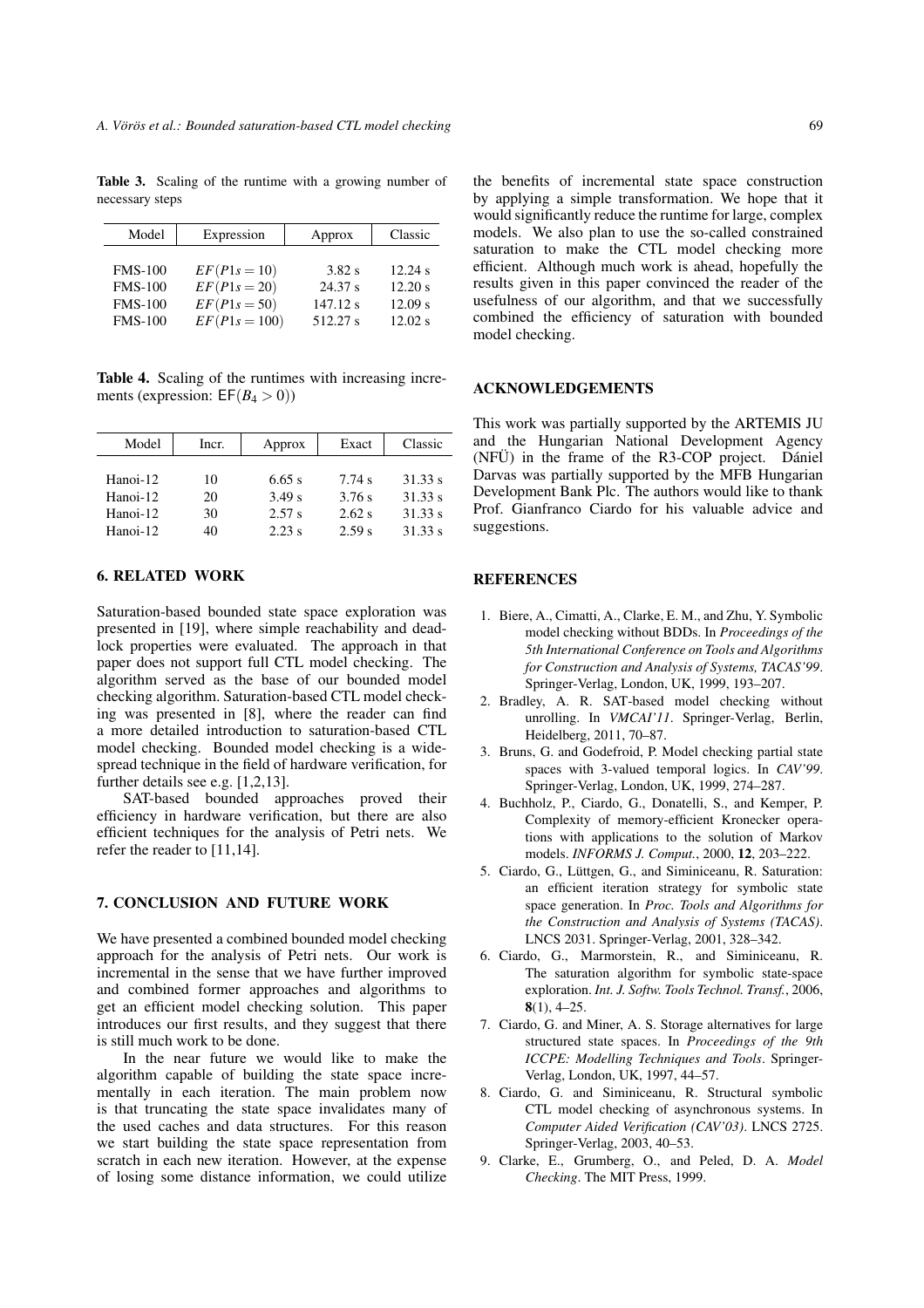**Table 3.** Scaling of the runtime with a growing number of necessary steps

| Model | Expression | Approx | Classic |
|---|---|---|---|
| FMS-100 | $EF(P1s = 10)$ | 3.82 s | 12.24 s |
| FMS-100 | $EF(P1s = 20)$ | 24.37 s | 12.20 s |
| FMS-100 | $EF(P1s = 50)$ | 147.12 s | 12.09 s |
| FMS-100 | $EF(P1s = 100)$ | 512.27 s | 12.02 s |

**Table 4.** Scaling of the runtimes with increasing increments (expression: $\mathsf{EF}(B_4 > 0)$)

| Model | Incr. | Approx | Exact | Classic |
|---|---|---|---|---|
| Hanoi-12 | 10 | 6.65 s | 7.74 s | 31.33 s |
| Hanoi-12 | 20 | 3.49 s | 3.76 s | 31.33 s |
| Hanoi-12 | 30 | 2.57 s | 2.62 s | 31.33 s |
| Hanoi-12 | 40 | 2.23 s | 2.59 s | 31.33 s |

## 6. RELATED WORK

Saturation-based bounded state space exploration was presented in [19], where simple reachability and deadlock properties were evaluated. The approach in that paper does not support full CTL model checking. The algorithm served as the base of our bounded model checking algorithm. Saturation-based CTL model checking was presented in [8], where the reader can find a more detailed introduction to saturation-based CTL model checking. Bounded model checking is a widespread technique in the field of hardware verification, for further details see e.g. [1,2,13].

SAT-based bounded approaches proved their efficiency in hardware verification, but there are also efficient techniques for the analysis of Petri nets. We refer the reader to [11,14].

## 7. CONCLUSION AND FUTURE WORK

We have presented a combined bounded model checking approach for the analysis of Petri nets. Our work is incremental in the sense that we have further improved and combined former approaches and algorithms to get an efficient model checking solution. This paper introduces our first results, and they suggest that there is still much work to be done.

In the near future we would like to make the algorithm capable of building the state space incrementally in each iteration. The main problem now is that truncating the state space invalidates many of the used caches and data structures. For this reason we start building the state space representation from scratch in each new iteration. However, at the expense of losing some distance information, we could utilize the benefits of incremental state space construction by applying a simple transformation. We hope that it would significantly reduce the runtime for large, complex models. We also plan to use the so-called constrained saturation to make the CTL model checking more efficient. Although much work is ahead, hopefully the results given in this paper convinced the reader of the usefulness of our algorithm, and that we successfully combined the efficiency of saturation with bounded model checking.

## ACKNOWLEDGEMENTS

This work was partially supported by the ARTEMIS JU and the Hungarian National Development Agency (NFÜ) in the frame of the R3-COP project. Dániel Darvas was partially supported by the MFB Hungarian Development Bank Plc. The authors would like to thank Prof. Gianfranco Ciardo for his valuable advice and suggestions.

## REFERENCES

1. Biere, A., Cimatti, A., Clarke, E. M., and Zhu, Y. Symbolic model checking without BDDs. In *Proceedings of the 5th International Conference on Tools and Algorithms for Construction and Analysis of Systems, TACAS'99*. Springer-Verlag, London, UK, 1999, 193–207.
2. Bradley, A. R. SAT-based model checking without unrolling. In *VMCAI'11*. Springer-Verlag, Berlin, Heidelberg, 2011, 70–87.
3. Bruns, G. and Godefroid, P. Model checking partial state spaces with 3-valued temporal logics. In *CAV'99*. Springer-Verlag, London, UK, 1999, 274–287.
4. Buchholz, P., Ciardo, G., Donatelli, S., and Kemper, P. Complexity of memory-efficient Kronecker operations with applications to the solution of Markov models. *INFORMS J. Comput.*, 2000, **12**, 203–222.
5. Ciardo, G., Lüttgen, G., and Siminiceanu, R. Saturation: an efficient iteration strategy for symbolic state space generation. In *Proc. Tools and Algorithms for the Construction and Analysis of Systems (TACAS)*. LNCS 2031. Springer-Verlag, 2001, 328–342.
6. Ciardo, G., Marmorstein, R., and Siminiceanu, R. The saturation algorithm for symbolic state-space exploration. *Int. J. Softw. Tools Technol. Transf.*, 2006, **8**(1), 4–25.
7. Ciardo, G. and Miner, A. S. Storage alternatives for large structured state spaces. In *Proceedings of the 9th ICCPE: Modelling Techniques and Tools*. Springer-Verlag, London, UK, 1997, 44–57.
8. Ciardo, G. and Siminiceanu, R. Structural symbolic CTL model checking of asynchronous systems. In *Computer Aided Verification (CAV'03)*. LNCS 2725. Springer-Verlag, 2003, 40–53.
9. Clarke, E., Grumberg, O., and Peled, D. A. *Model Checking*. The MIT Press, 1999.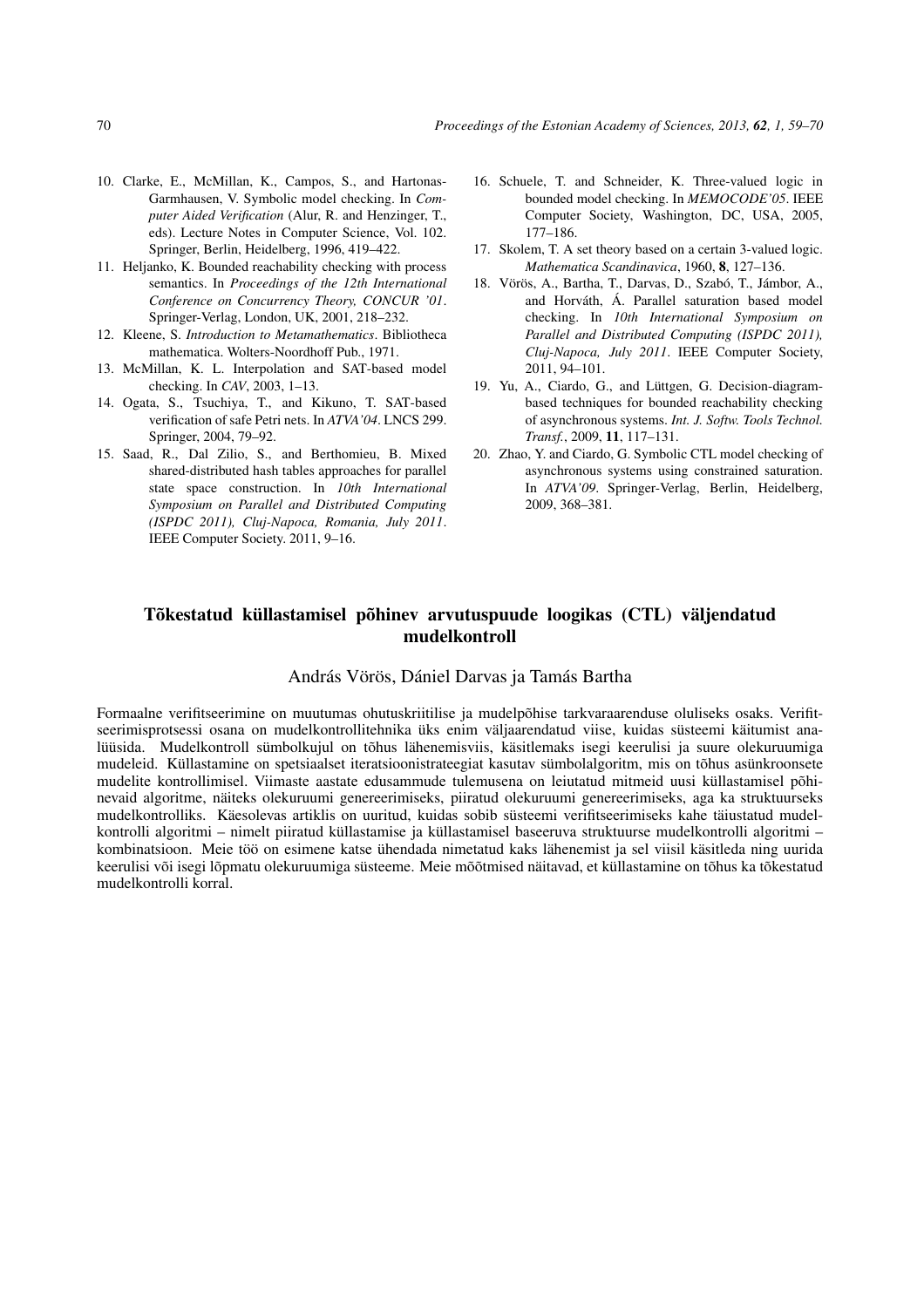10. Clarke, E., McMillan, K., Campos, S., and Hartonas-Garmhausen, V. Symbolic model checking. In *Computer Aided Verification* (Alur, R. and Henzinger, T., eds). Lecture Notes in Computer Science, Vol. 102. Springer, Berlin, Heidelberg, 1996, 419–422.
11. Heljanko, K. Bounded reachability checking with process semantics. In *Proceedings of the 12th International Conference on Concurrency Theory, CONCUR '01*. Springer-Verlag, London, UK, 2001, 218–232.
12. Kleene, S. *Introduction to Metamathematics*. Bibliotheca mathematica. Wolters-Noordhoff Pub., 1971.
13. McMillan, K. L. Interpolation and SAT-based model checking. In *CAV*, 2003, 1–13.
14. Ogata, S., Tsuchiya, T., and Kikuno, T. SAT-based verification of safe Petri nets. In *ATVA'04*. LNCS 299. Springer, 2004, 79–92.
15. Saad, R., Dal Zilio, S., and Berthomieu, B. Mixed shared-distributed hash tables approaches for parallel state space construction. In *10th International Symposium on Parallel and Distributed Computing (ISPDC 2011), Cluj-Napoca, Romania, July 2011*. IEEE Computer Society. 2011, 9–16.
16. Schuele, T. and Schneider, K. Three-valued logic in bounded model checking. In *MEMOCODE'05*. IEEE Computer Society, Washington, DC, USA, 2005, 177–186.
17. Skolem, T. A set theory based on a certain 3-valued logic. *Mathematica Scandinavica*, 1960, **8**, 127–136.
18. Vörös, A., Bartha, T., Darvas, D., Szabó, T., Jámbor, A., and Horváth, Á. Parallel saturation based model checking. In *10th International Symposium on Parallel and Distributed Computing (ISPDC 2011), Cluj-Napoca, July 2011*. IEEE Computer Society, 2011, 94–101.
19. Yu, A., Ciardo, G., and Lüttgen, G. Decision-diagram-based techniques for bounded reachability checking of asynchronous systems. *Int. J. Softw. Tools Technol. Transf.*, 2009, **11**, 117–131.
20. Zhao, Y. and Ciardo, G. Symbolic CTL model checking of asynchronous systems using constrained saturation. In *ATVA'09*. Springer-Verlag, Berlin, Heidelberg, 2009, 368–381.

## Tõkestatud küllastamisel põhinev arvutuspuude loogikas (CTL) väljendatud mudelkontroll

András Vörös, Dániel Darvas ja Tamás Bartha

Formaalne verifitseerimine on muutumas ohutuskriitilise ja mudelpõhise tarkvaraarenduse oluliseks osaks. Verifitseerimisprotsessi osana on mudelkontrollitehnika üks enim väljaarendatud viise, kuidas süsteemi käitumist analüüsida. Mudelkontroll sümbolkujul on tõhus lähenemisviis, käsitlemaks isegi keerulisi ja suure olekuruumiga mudeleid. Küllastamine on spetsiaalset iteratsioonistrateegiat kasutav sümbolalgoritm, mis on tõhus asünkroonsete mudelite kontrollimisel. Viimaste aastate edusammude tulemusena on leiutatud mitmeid uusi küllastamisel põhinevaid algoritme, näiteks olekuruumi genereerimiseks, piiratud olekuruumi genereerimiseks, aga ka struktuurseks mudelkontrolliks. Käesolevas artiklis on uuritud, kuidas sobib süsteemi verifitseerimiseks kahe täiustatud mudelkontrolli algoritmi – nimelt piiratud küllastamise ja küllastamisel baseeruva struktuurse mudelkontrolli algoritmi – kombinatsioon. Meie töö on esimene katse ühendada nimetatud kaks lähenemist ja sel viisil käsitleda ning uurida keerulisi või isegi lõpmatu olekuruumiga süsteeme. Meie mõõtmised näitavad, et küllastamine on tõhus ka tõkestatud mudelkontrolli korral.